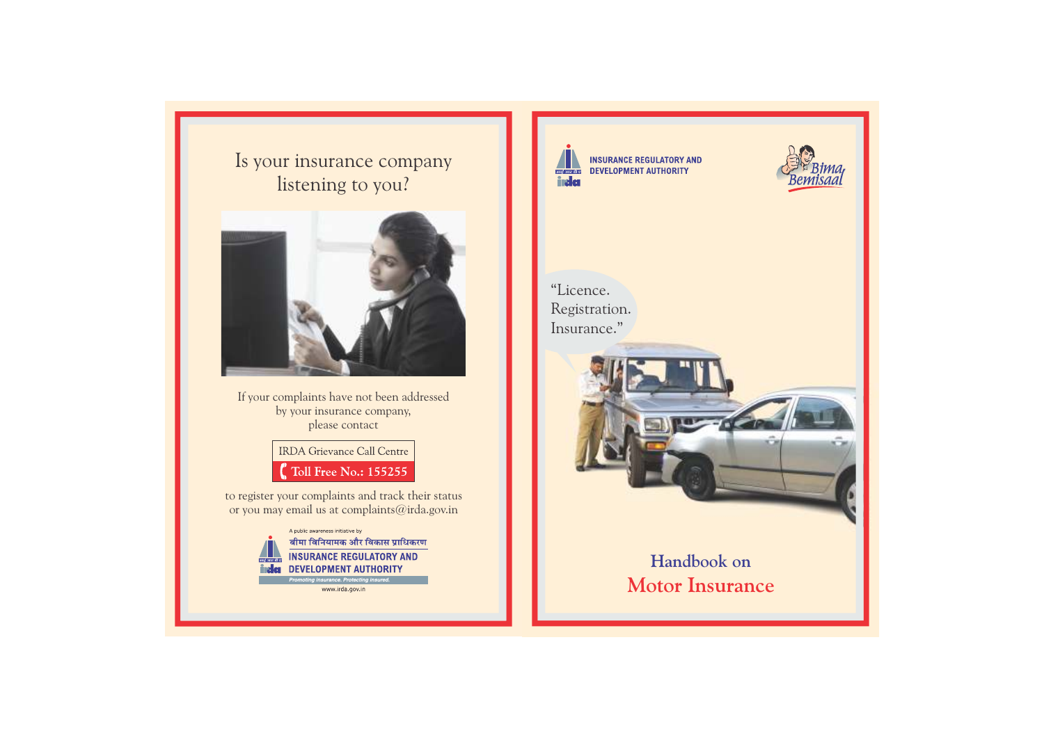# Is your insurance company listening to you?

If your complaints have not been addressed by your insurance company, please contact

**IRDA Grievance Call Centre**
**Toll Free No.: 155255**

to register your complaints and track their status or you may email us at complaints@irda.gov.in

A public awareness initiative by

बीमा विनियामक और विकास प्राधिकरण

INSURANCE REGULATORY AND DEVELOPMENT AUTHORITY

*Promoting insurance. Protecting insured.*

www.irda.gov.in

---

INSURANCE REGULATORY AND DEVELOPMENT AUTHORITY

Bima Bemisaal

"Licence. Registration. Insurance."

# Handbook on Motor Insurance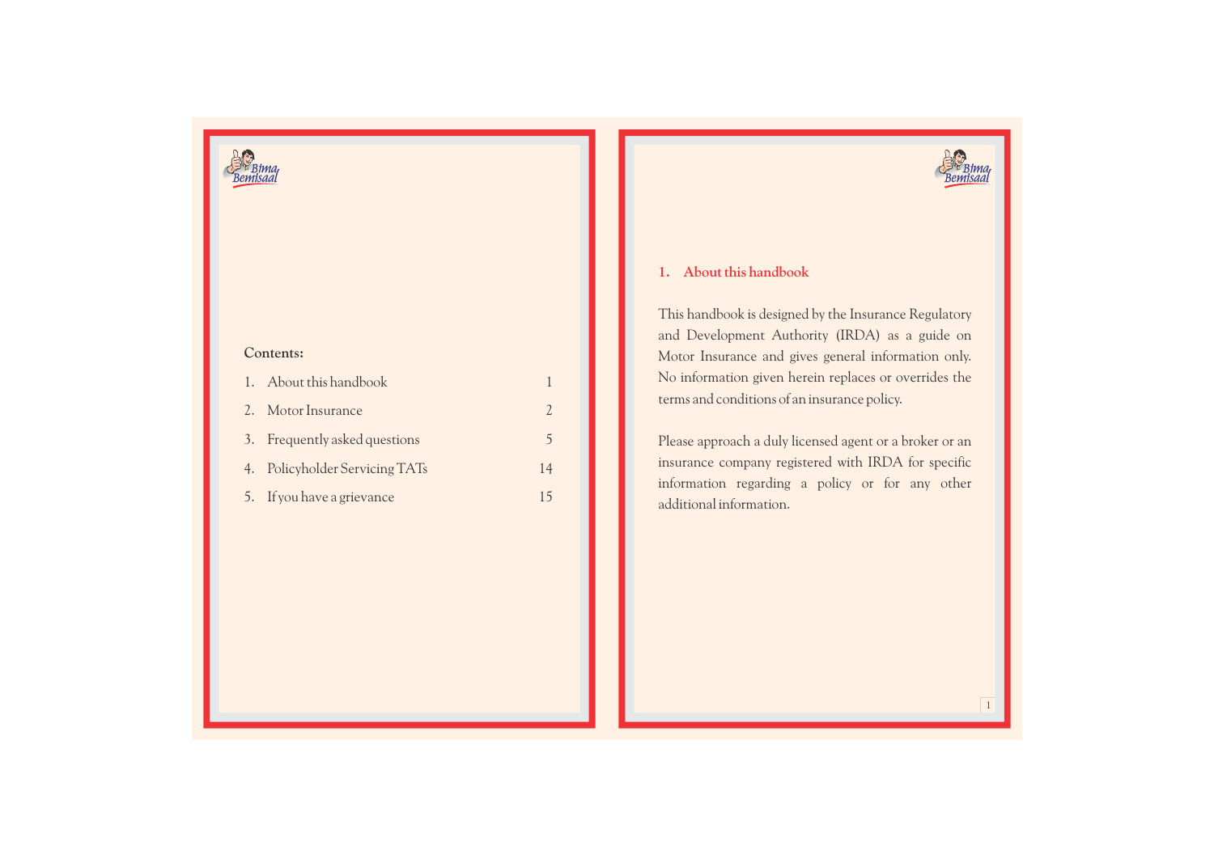**Contents:**

| | | |
|---|---|---|
| 1. | About this handbook | 1 |
| 2. | Motor Insurance | 2 |
| 3. | Frequently asked questions | 5 |
| 4. | Policyholder Servicing TATs | 14 |
| 5. | If you have a grievance | 15 |

## 1. About this handbook

This handbook is designed by the Insurance Regulatory and Development Authority (IRDA) as a guide on Motor Insurance and gives general information only. No information given herein replaces or overrides the terms and conditions of an insurance policy.

Please approach a duly licensed agent or a broker or an insurance company registered with IRDA for specific information regarding a policy or for any other additional information.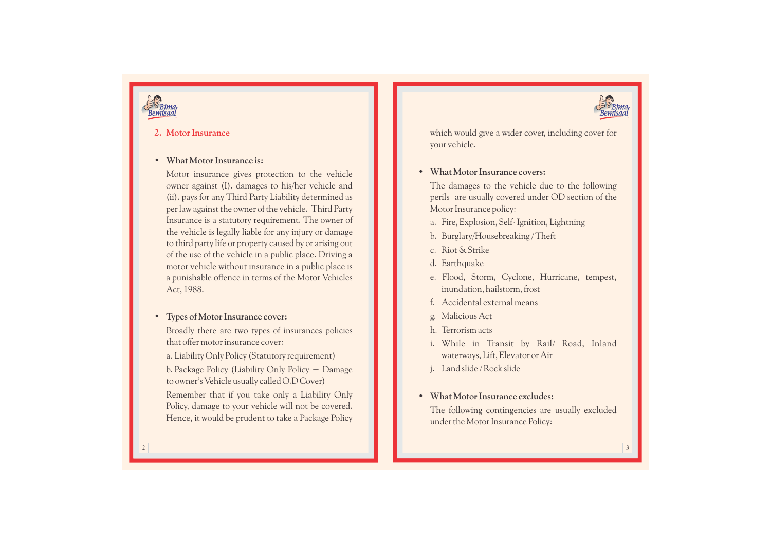## 2. Motor Insurance

- **What Motor Insurance is:**

  Motor insurance gives protection to the vehicle owner against (I). damages to his/her vehicle and (ii). pays for any Third Party Liability determined as per law against the owner of the vehicle. Third Party Insurance is a statutory requirement. The owner of the vehicle is legally liable for any injury or damage to third party life or property caused by or arising out of the use of the vehicle in a public place. Driving a motor vehicle without insurance in a public place is a punishable offence in terms of the Motor Vehicles Act, 1988.

- **Types of Motor Insurance cover:**

  Broadly there are two types of insurances policies that offer motor insurance cover:

  a. Liability Only Policy (Statutory requirement)

  b. Package Policy (Liability Only Policy + Damage to owner's Vehicle usually called O.D Cover)

  Remember that if you take only a Liability Only Policy, damage to your vehicle will not be covered. Hence, it would be prudent to take a Package Policy which would give a wider cover, including cover for your vehicle.

- **What Motor Insurance covers:**

  The damages to the vehicle due to the following perils are usually covered under OD section of the Motor Insurance policy:

  a. Fire, Explosion, Self- Ignition, Lightning
  b. Burglary/Housebreaking / Theft
  c. Riot & Strike
  d. Earthquake
  e. Flood, Storm, Cyclone, Hurricane, tempest, inundation, hailstorm, frost
  f. Accidental external means
  g. Malicious Act
  h. Terrorism acts
  i. While in Transit by Rail/ Road, Inland waterways, Lift, Elevator or Air
  j. Land slide / Rock slide

- **What Motor Insurance excludes:**

  The following contingencies are usually excluded under the Motor Insurance Policy: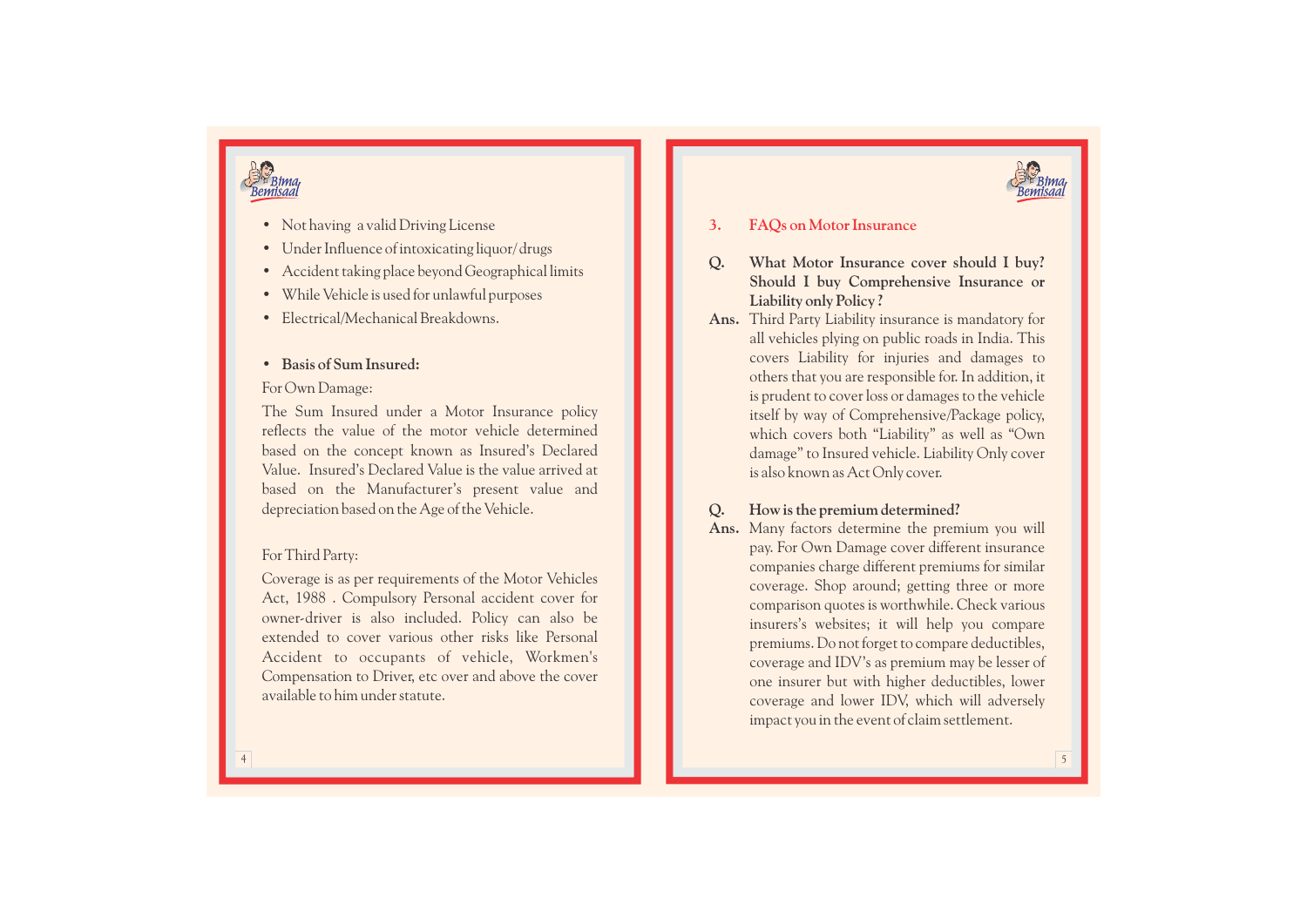- Not having a valid Driving License
- Under Influence of intoxicating liquor/ drugs
- Accident taking place beyond Geographical limits
- While Vehicle is used for unlawful purposes
- Electrical/Mechanical Breakdowns.

- **Basis of Sum Insured:**

For Own Damage:

The Sum Insured under a Motor Insurance policy reflects the value of the motor vehicle determined based on the concept known as Insured's Declared Value. Insured's Declared Value is the value arrived at based on the Manufacturer's present value and depreciation based on the Age of the Vehicle.

For Third Party:

Coverage is as per requirements of the Motor Vehicles Act, 1988 . Compulsory Personal accident cover for owner-driver is also included. Policy can also be extended to cover various other risks like Personal Accident to occupants of vehicle, Workmen's Compensation to Driver, etc over and above the cover available to him under statute.

## 3. FAQs on Motor Insurance

**Q. What Motor Insurance cover should I buy? Should I buy Comprehensive Insurance or Liability only Policy ?**

**Ans.** Third Party Liability insurance is mandatory for all vehicles plying on public roads in India. This covers Liability for injuries and damages to others that you are responsible for. In addition, it is prudent to cover loss or damages to the vehicle itself by way of Comprehensive/Package policy, which covers both "Liability" as well as "Own damage" to Insured vehicle. Liability Only cover is also known as Act Only cover.

**Q. How is the premium determined?**

**Ans.** Many factors determine the premium you will pay. For Own Damage cover different insurance companies charge different premiums for similar coverage. Shop around; getting three or more comparison quotes is worthwhile. Check various insurers's websites; it will help you compare premiums. Do not forget to compare deductibles, coverage and IDV's as premium may be lesser of one insurer but with higher deductibles, lower coverage and lower IDV, which will adversely impact you in the event of claim settlement.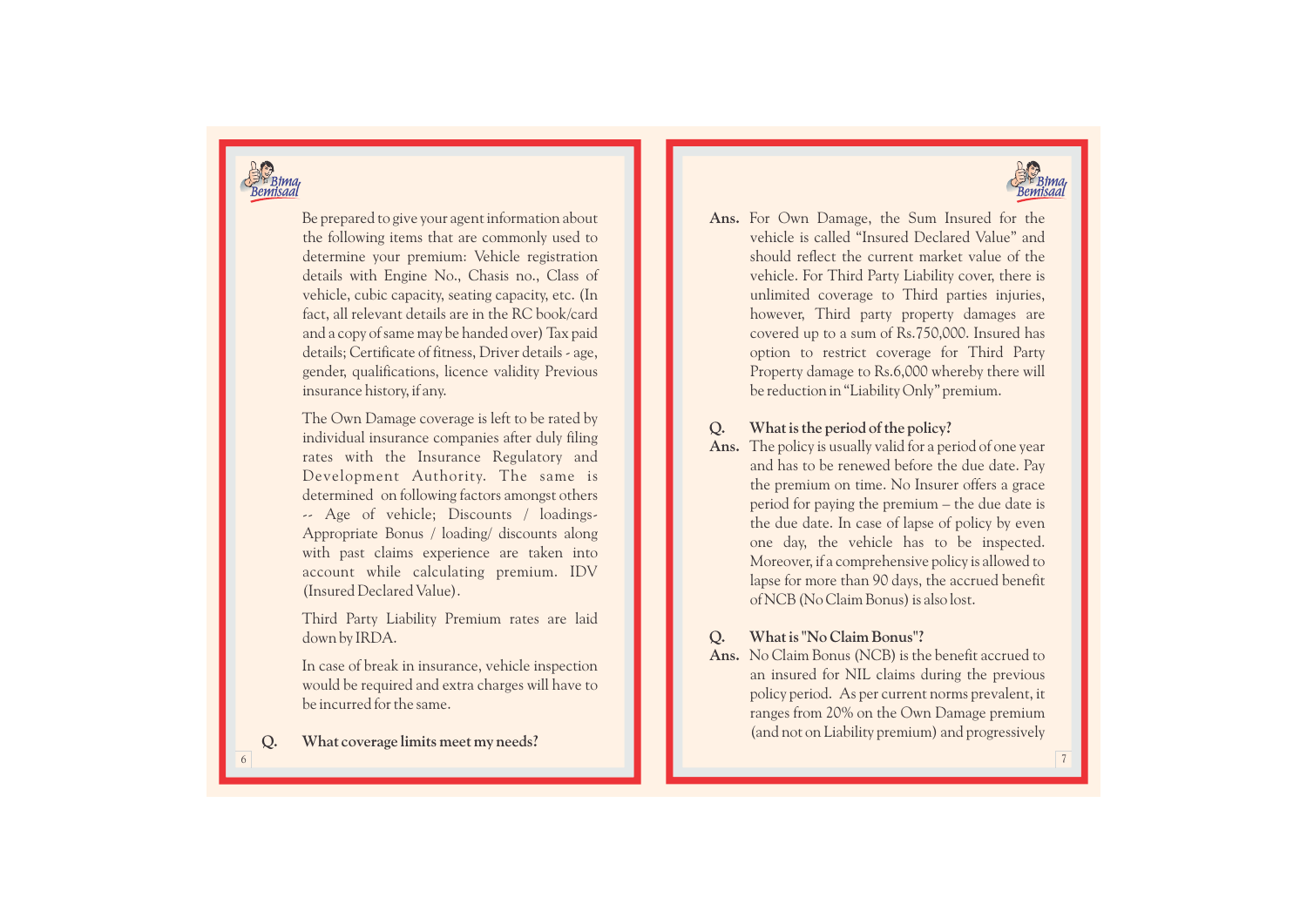Be prepared to give your agent information about the following items that are commonly used to determine your premium: Vehicle registration details with Engine No., Chasis no., Class of vehicle, cubic capacity, seating capacity, etc. (In fact, all relevant details are in the RC book/card and a copy of same may be handed over) Tax paid details; Certificate of fitness, Driver details - age, gender, qualifications, licence validity Previous insurance history, if any.

The Own Damage coverage is left to be rated by individual insurance companies after duly filing rates with the Insurance Regulatory and Development Authority. The same is determined on following factors amongst others -- Age of vehicle; Discounts / loadings- Appropriate Bonus / loading/ discounts along with past claims experience are taken into account while calculating premium. IDV (Insured Declared Value).

Third Party Liability Premium rates are laid down by IRDA.

In case of break in insurance, vehicle inspection would be required and extra charges will have to be incurred for the same.

**Q. What coverage limits meet my needs?**

**Ans.** For Own Damage, the Sum Insured for the vehicle is called "Insured Declared Value" and should reflect the current market value of the vehicle. For Third Party Liability cover, there is unlimited coverage to Third parties injuries, however, Third party property damages are covered up to a sum of Rs.750,000. Insured has option to restrict coverage for Third Party Property damage to Rs.6,000 whereby there will be reduction in "Liability Only" premium.

**Q. What is the period of the policy?**

**Ans.** The policy is usually valid for a period of one year and has to be renewed before the due date. Pay the premium on time. No Insurer offers a grace period for paying the premium – the due date is the due date. In case of lapse of policy by even one day, the vehicle has to be inspected. Moreover, if a comprehensive policy is allowed to lapse for more than 90 days, the accrued benefit of NCB (No Claim Bonus) is also lost.

**Q. What is "No Claim Bonus"?**

**Ans.** No Claim Bonus (NCB) is the benefit accrued to an insured for NIL claims during the previous policy period. As per current norms prevalent, it ranges from 20% on the Own Damage premium (and not on Liability premium) and progressively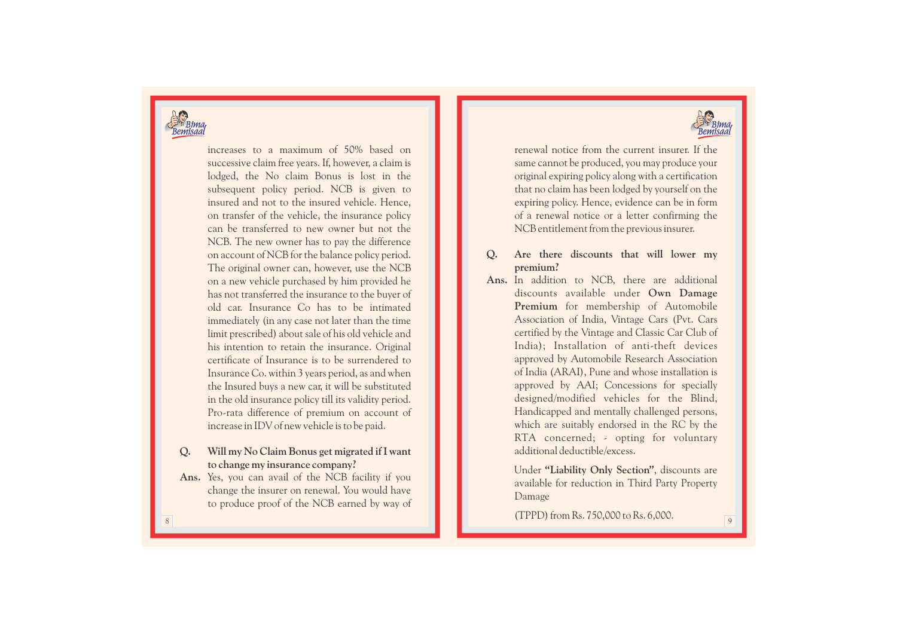increases to a maximum of 50% based on successive claim free years. If, however, a claim is lodged, the No claim Bonus is lost in the subsequent policy period. NCB is given to insured and not to the insured vehicle. Hence, on transfer of the vehicle, the insurance policy can be transferred to new owner but not the NCB. The new owner has to pay the difference on account of NCB for the balance policy period. The original owner can, however, use the NCB on a new vehicle purchased by him provided he has not transferred the insurance to the buyer of old car. Insurance Co has to be intimated immediately (in any case not later than the time limit prescribed) about sale of his old vehicle and his intention to retain the insurance. Original certificate of Insurance is to be surrendered to Insurance Co. within 3 years period, as and when the Insured buys a new car, it will be substituted in the old insurance policy till its validity period. Pro-rata difference of premium on account of increase in IDV of new vehicle is to be paid.

**Q. Will my No Claim Bonus get migrated if I want to change my insurance company?**

**Ans.** Yes, you can avail of the NCB facility if you change the insurer on renewal. You would have to produce proof of the NCB earned by way of renewal notice from the current insurer. If the same cannot be produced, you may produce your original expiring policy along with a certification that no claim has been lodged by yourself on the expiring policy. Hence, evidence can be in form of a renewal notice or a letter confirming the NCB entitlement from the previous insurer.

**Q. Are there discounts that will lower my premium?**

**Ans.** In addition to NCB, there are additional discounts available under **Own Damage Premium** for membership of Automobile Association of India, Vintage Cars (Pvt. Cars certified by the Vintage and Classic Car Club of India); Installation of anti-theft devices approved by Automobile Research Association of India (ARAI), Pune and whose installation is approved by AAI; Concessions for specially designed/modified vehicles for the Blind, Handicapped and mentally challenged persons, which are suitably endorsed in the RC by the RTA concerned; - opting for voluntary additional deductible/excess.

Under **"Liability Only Section"**, discounts are available for reduction in Third Party Property Damage

(TPPD) from Rs. 750,000 to Rs. 6,000.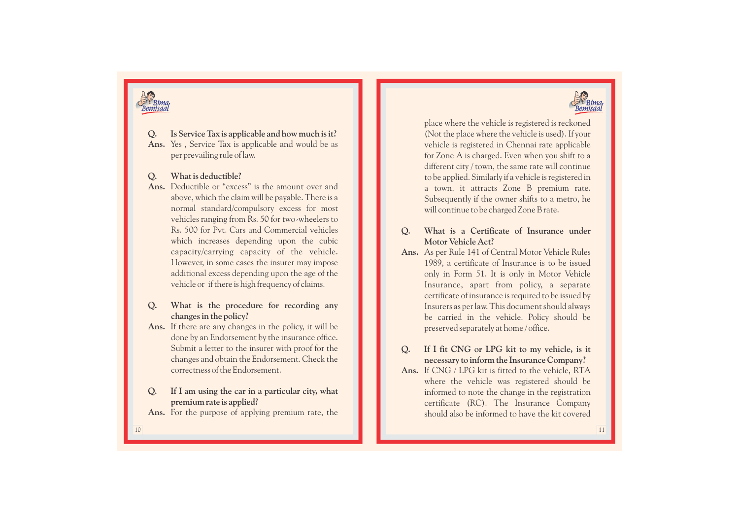**Q. Is Service Tax is applicable and how much is it?**

**Ans.** Yes , Service Tax is applicable and would be as per prevailing rule of law.

**Q. What is deductible?**

**Ans.** Deductible or "excess" is the amount over and above, which the claim will be payable. There is a normal standard/compulsory excess for most vehicles ranging from Rs. 50 for two-wheelers to Rs. 500 for Pvt. Cars and Commercial vehicles which increases depending upon the cubic capacity/carrying capacity of the vehicle. However, in some cases the insurer may impose additional excess depending upon the age of the vehicle or if there is high frequency of claims.

**Q. What is the procedure for recording any changes in the policy?**

**Ans.** If there are any changes in the policy, it will be done by an Endorsement by the insurance office. Submit a letter to the insurer with proof for the changes and obtain the Endorsement. Check the correctness of the Endorsement.

**Q. If I am using the car in a particular city, what premium rate is applied?**

**Ans.** For the purpose of applying premium rate, the place where the vehicle is registered is reckoned (Not the place where the vehicle is used). If your vehicle is registered in Chennai rate applicable for Zone A is charged. Even when you shift to a different city / town, the same rate will continue to be applied. Similarly if a vehicle is registered in a town, it attracts Zone B premium rate. Subsequently if the owner shifts to a metro, he will continue to be charged Zone B rate.

**Q. What is a Certificate of Insurance under Motor Vehicle Act?**

**Ans.** As per Rule 141 of Central Motor Vehicle Rules 1989, a certificate of Insurance is to be issued only in Form 51. It is only in Motor Vehicle Insurance, apart from policy, a separate certificate of insurance is required to be issued by Insurers as per law. This document should always be carried in the vehicle. Policy should be preserved separately at home / office.

**Q. If I fit CNG or LPG kit to my vehicle, is it necessary to inform the Insurance Company?**

**Ans.** If CNG / LPG kit is fitted to the vehicle, RTA where the vehicle was registered should be informed to note the change in the registration certificate (RC). The Insurance Company should also be informed to have the kit covered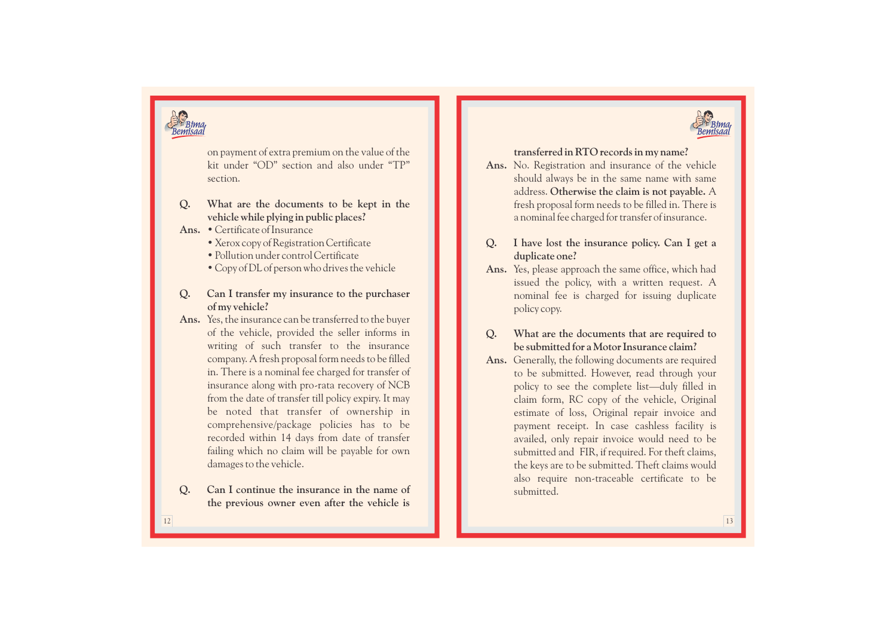on payment of extra premium on the value of the kit under “OD” section and also under “TP” section.

**Q. What are the documents to be kept in the vehicle while plying in public places?**

**Ans.**
- Certificate of Insurance
- Xerox copy of Registration Certificate
- Pollution under control Certificate
- Copy of DL of person who drives the vehicle

**Q. Can I transfer my insurance to the purchaser of my vehicle?**

**Ans.** Yes, the insurance can be transferred to the buyer of the vehicle, provided the seller informs in writing of such transfer to the insurance company. A fresh proposal form needs to be filled in. There is a nominal fee charged for transfer of insurance along with pro-rata recovery of NCB from the date of transfer till policy expiry. It may be noted that transfer of ownership in comprehensive/package policies has to be recorded within 14 days from date of transfer failing which no claim will be payable for own damages to the vehicle.

**Q. Can I continue the insurance in the name of the previous owner even after the vehicle is transferred in RTO records in my name?**

**Ans.** No. Registration and insurance of the vehicle should always be in the same name with same address. **Otherwise the claim is not payable.** A fresh proposal form needs to be filled in. There is a nominal fee charged for transfer of insurance.

**Q. I have lost the insurance policy. Can I get a duplicate one?**

**Ans.** Yes, please approach the same office, which had issued the policy, with a written request. A nominal fee is charged for issuing duplicate policy copy.

**Q. What are the documents that are required to be submitted for a Motor Insurance claim?**

**Ans.** Generally, the following documents are required to be submitted. However, read through your policy to see the complete list—duly filled in claim form, RC copy of the vehicle, Original estimate of loss, Original repair invoice and payment receipt. In case cashless facility is availed, only repair invoice would need to be submitted and FIR, if required. For theft claims, the keys are to be submitted. Theft claims would also require non-traceable certificate to be submitted.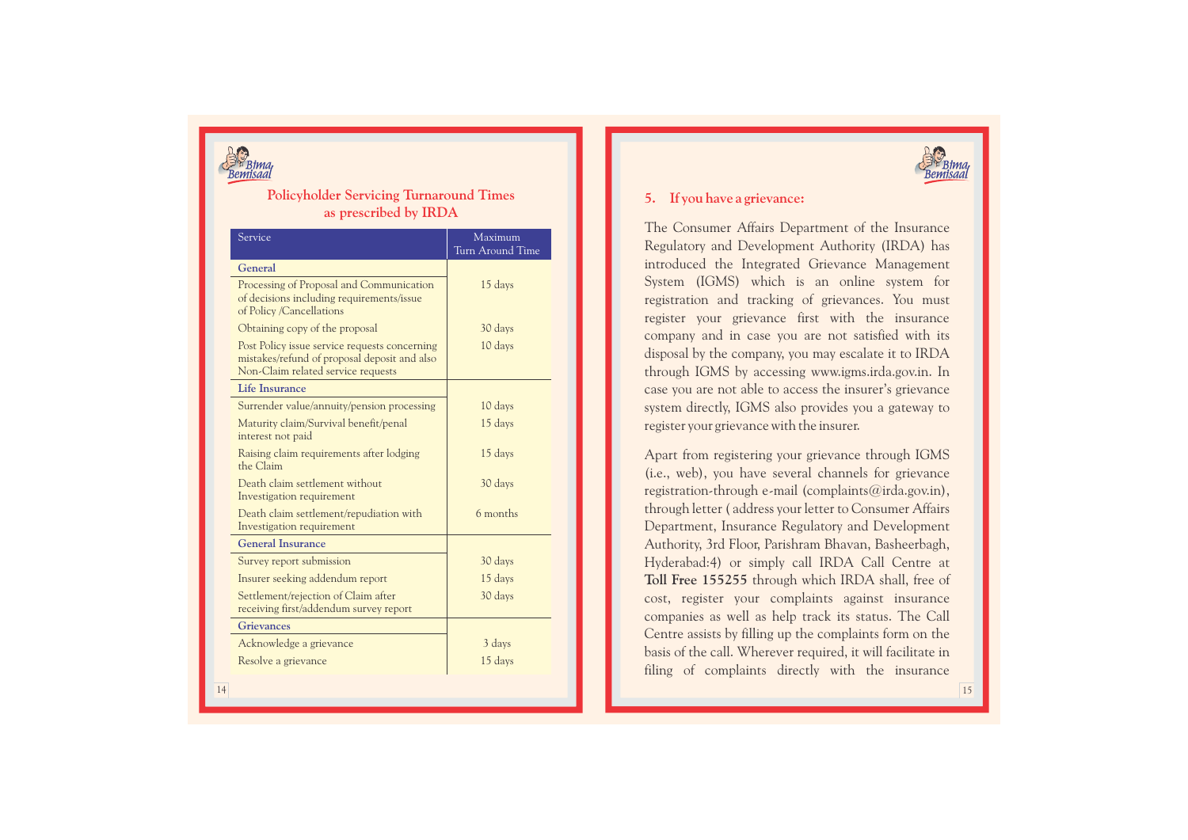## Policyholder Servicing Turnaround Times as prescribed by IRDA

| Service | Maximum Turn Around Time |
|---|---|
| **General** | |
| Processing of Proposal and Communication of decisions including requirements/issue of Policy /Cancellations | 15 days |
| Obtaining copy of the proposal | 30 days |
| Post Policy issue service requests concerning mistakes/refund of proposal deposit and also Non-Claim related service requests | 10 days |
| **Life Insurance** | |
| Surrender value/annuity/pension processing | 10 days |
| Maturity claim/Survival benefit/penal interest not paid | 15 days |
| Raising claim requirements after lodging the Claim | 15 days |
| Death claim settlement without Investigation requirement | 30 days |
| Death claim settlement/repudiation with Investigation requirement | 6 months |
| **General Insurance** | |
| Survey report submission | 30 days |
| Insurer seeking addendum report | 15 days |
| Settlement/rejection of Claim after receiving first/addendum survey report | 30 days |
| **Grievances** | |
| Acknowledge a grievance | 3 days |
| Resolve a grievance | 15 days |

## 5. If you have a grievance:

The Consumer Affairs Department of the Insurance Regulatory and Development Authority (IRDA) has introduced the Integrated Grievance Management System (IGMS) which is an online system for registration and tracking of grievances. You must register your grievance first with the insurance company and in case you are not satisfied with its disposal by the company, you may escalate it to IRDA through IGMS by accessing www.igms.irda.gov.in. In case you are not able to access the insurer's grievance system directly, IGMS also provides you a gateway to register your grievance with the insurer.

Apart from registering your grievance through IGMS (i.e., web), you have several channels for grievance registration-through e-mail (complaints@irda.gov.in), through letter ( address your letter to Consumer Affairs Department, Insurance Regulatory and Development Authority, 3rd Floor, Parishram Bhavan, Basheerbagh, Hyderabad:4) or simply call IRDA Call Centre at **Toll Free 155255** through which IRDA shall, free of cost, register your complaints against insurance companies as well as help track its status. The Call Centre assists by filling up the complaints form on the basis of the call. Wherever required, it will facilitate in filing of complaints directly with the insurance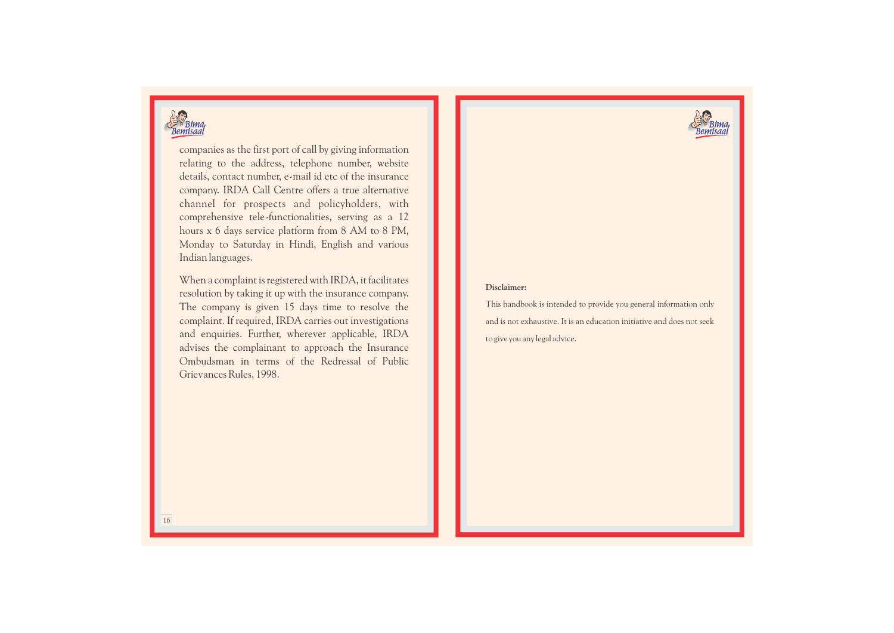companies as the first port of call by giving information relating to the address, telephone number, website details, contact number, e-mail id etc of the insurance company. IRDA Call Centre offers a true alternative channel for prospects and policyholders, with comprehensive tele-functionalities, serving as a 12 hours x 6 days service platform from 8 AM to 8 PM, Monday to Saturday in Hindi, English and various Indian languages.

When a complaint is registered with IRDA, it facilitates resolution by taking it up with the insurance company. The company is given 15 days time to resolve the complaint. If required, IRDA carries out investigations and enquiries. Further, wherever applicable, IRDA advises the complainant to approach the Insurance Ombudsman in terms of the Redressal of Public Grievances Rules, 1998.

**Disclaimer:**

This handbook is intended to provide you general information only and is not exhaustive. It is an education initiative and does not seek to give you any legal advice.